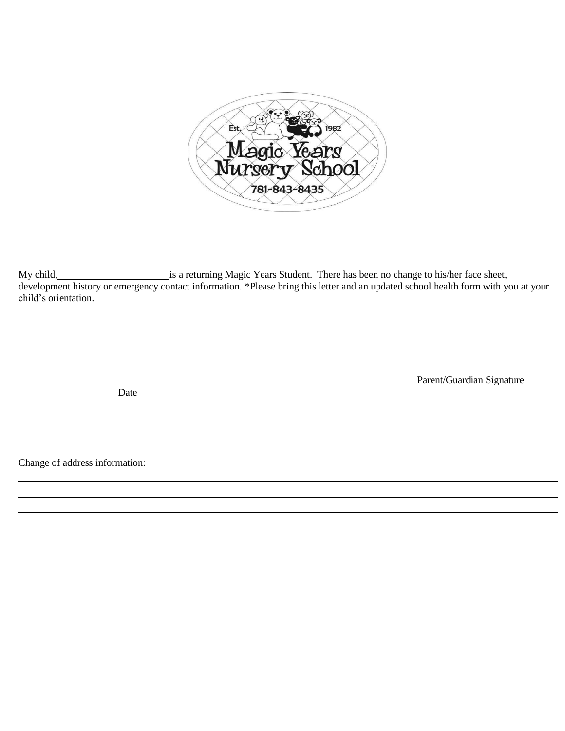Est. 1982

Magic Years Nursery School

781-843-8435

My child, \_\_\_\_\_\_\_\_\_\_\_\_\_\_\_\_\_\_\_\_\_\_ is a returning Magic Years Student. There has been no change to his/her face sheet, development history or emergency contact information. *Please bring this letter and an updated school health form with you at your child's orientation.

\_\_\_\_\_\_\_\_\_\_\_\_\_\_\_\_\_\_\_\_\_\_\_\_\_\_\_\_\_\_\_\_\_\_ \_\_\_\_\_\_\_\_\_\_\_\_\_\_\_\_\_\_\_ Parent/Guardian Signature

Date

Change of address information:

\_\_\_\_\_\_\_\_\_\_\_\_\_\_\_\_\_\_\_\_\_\_\_\_\_\_\_\_\_\_\_\_\_\_\_\_\_\_\_\_\_\_\_\_\_\_\_\_\_\_\_\_\_\_\_\_\_\_\_\_\_\_\_\_\_\_\_\_\_\_\_\_\_\_\_\_\_\_

\_\_\_\_\_\_\_\_\_\_\_\_\_\_\_\_\_\_\_\_\_\_\_\_\_\_\_\_\_\_\_\_\_\_\_\_\_\_\_\_\_\_\_\_\_\_\_\_\_\_\_\_\_\_\_\_\_\_\_\_\_\_\_\_\_\_\_\_\_\_\_\_\_\_\_\_\_\_

\_\_\_\_\_\_\_\_\_\_\_\_\_\_\_\_\_\_\_\_\_\_\_\_\_\_\_\_\_\_\_\_\_\_\_\_\_\_\_\_\_\_\_\_\_\_\_\_\_\_\_\_\_\_\_\_\_\_\_\_\_\_\_\_\_\_\_\_\_\_\_\_\_\_\_\_\_\_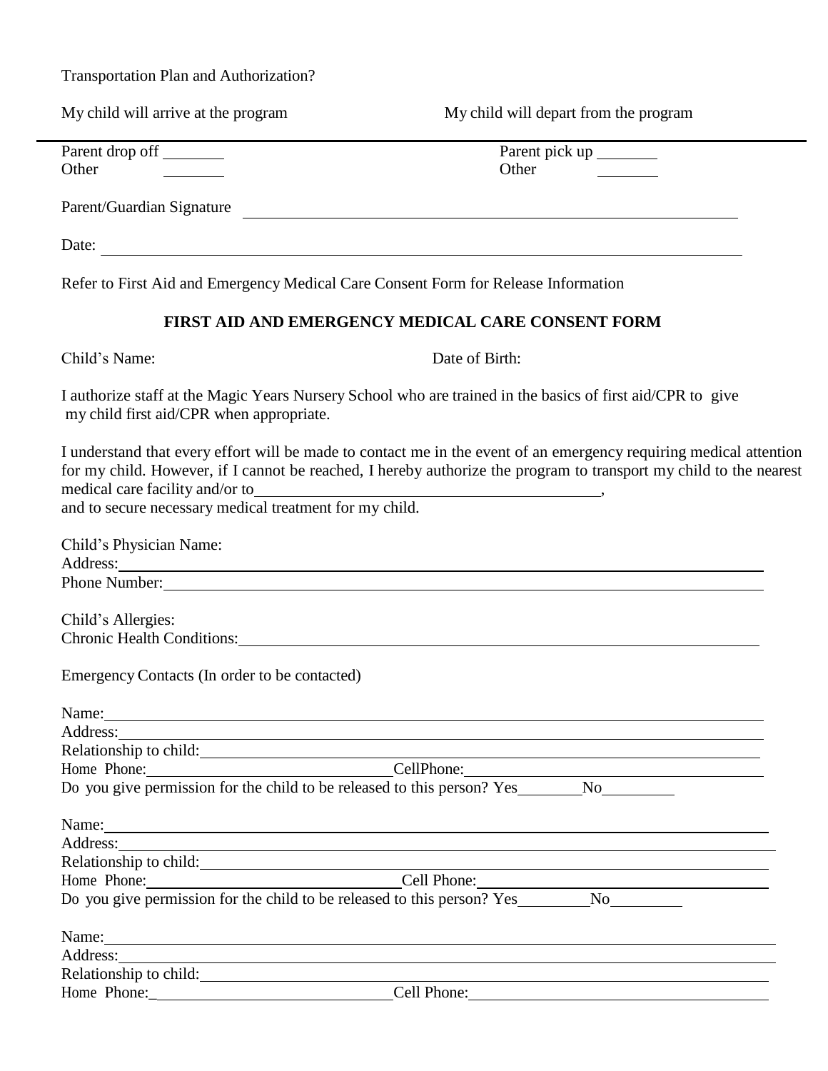Transportation Plan and Authorization?

| My child will arrive at the program | My child will depart from the program |
| --- | --- |
| Parent drop off ________ | Parent pick up ________ |
| Other ________ | Other ________ |

Parent/Guardian Signature ____________________________________________

Date: ____________________________________________

Refer to First Aid and Emergency Medical Care Consent Form for Release Information

## FIRST AID AND EMERGENCY MEDICAL CARE CONSENT FORM

Child's Name: Date of Birth:

I authorize staff at the Magic Years Nursery School who are trained in the basics of first aid/CPR to give my child first aid/CPR when appropriate.

I understand that every effort will be made to contact me in the event of an emergency requiring medical attention for my child. However, if I cannot be reached, I hereby authorize the program to transport my child to the nearest medical care facility and/or to ____________________________, and to secure necessary medical treatment for my child.

Child's Physician Name:
Address: ____________________________________________
Phone Number: ____________________________________________

Child's Allergies:
Chronic Health Conditions: ____________________________________________

Emergency Contacts (In order to be contacted)

Name: ____________________________________________
Address: ____________________________________________
Relationship to child: ____________________________________________
Home Phone: ____________________ CellPhone: ____________________
Do you give permission for the child to be released to this person? Yes________ No________

Name: ____________________________________________
Address: ____________________________________________
Relationship to child: ____________________________________________
Home Phone: ____________________ Cell Phone: ____________________
Do you give permission for the child to be released to this person? Yes________ No________

Name: ____________________________________________
Address: ____________________________________________
Relationship to child: ____________________________________________
Home Phone: ____________________ Cell Phone: ____________________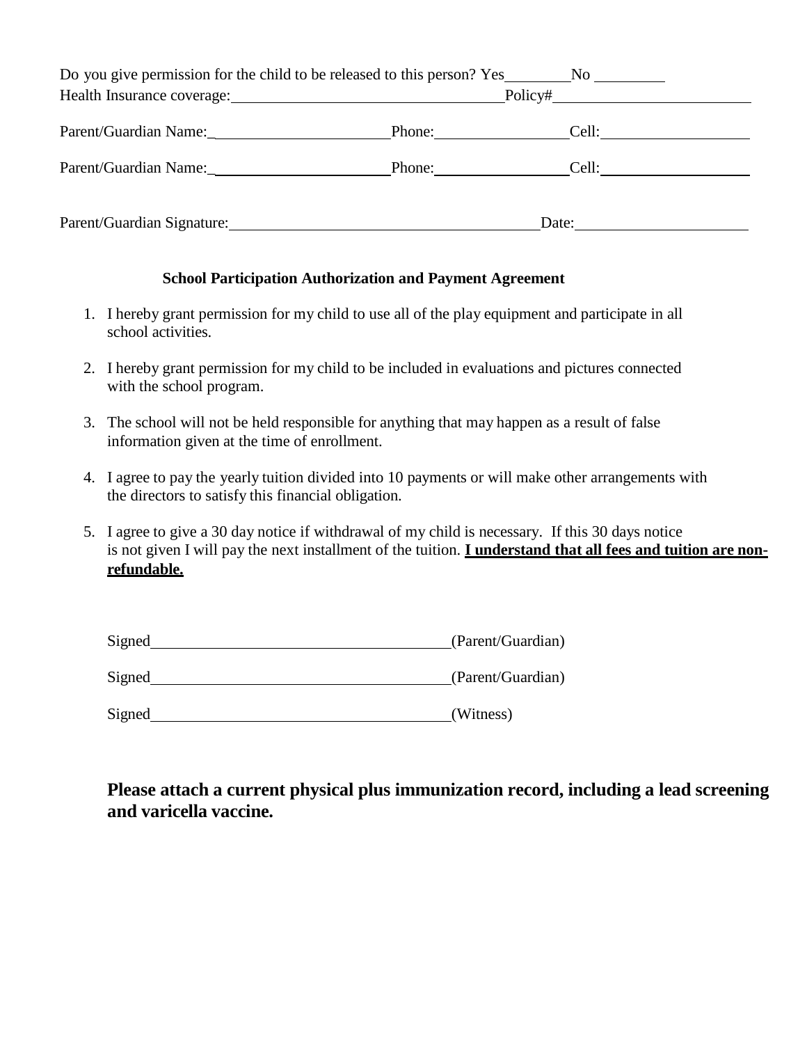Do you give permission for the child to be released to this person? Yes________ No ________

Health Insurance coverage:_________________________________ Policy#_________________________

Parent/Guardian Name:_______________________ Phone:_________________ Cell:___________________

Parent/Guardian Name:_______________________ Phone:_________________ Cell:___________________

Parent/Guardian Signature:_______________________________________ Date:______________________

**School Participation Authorization and Payment Agreement**

1. I hereby grant permission for my child to use all of the play equipment and participate in all school activities.
2. I hereby grant permission for my child to be included in evaluations and pictures connected with the school program.
3. The school will not be held responsible for anything that may happen as a result of false information given at the time of enrollment.
4. I agree to pay the yearly tuition divided into 10 payments or will make other arrangements with the directors to satisfy this financial obligation.
5. I agree to give a 30 day notice if withdrawal of my child is necessary. If this 30 days notice is not given I will pay the next installment of the tuition. **<u>I understand that all fees and tuition are non-refundable.</u>**

Signed_______________________________________(Parent/Guardian)

Signed_______________________________________(Parent/Guardian)

Signed_______________________________________(Witness)

**Please attach a current physical plus immunization record, including a lead screening and varicella vaccine.**